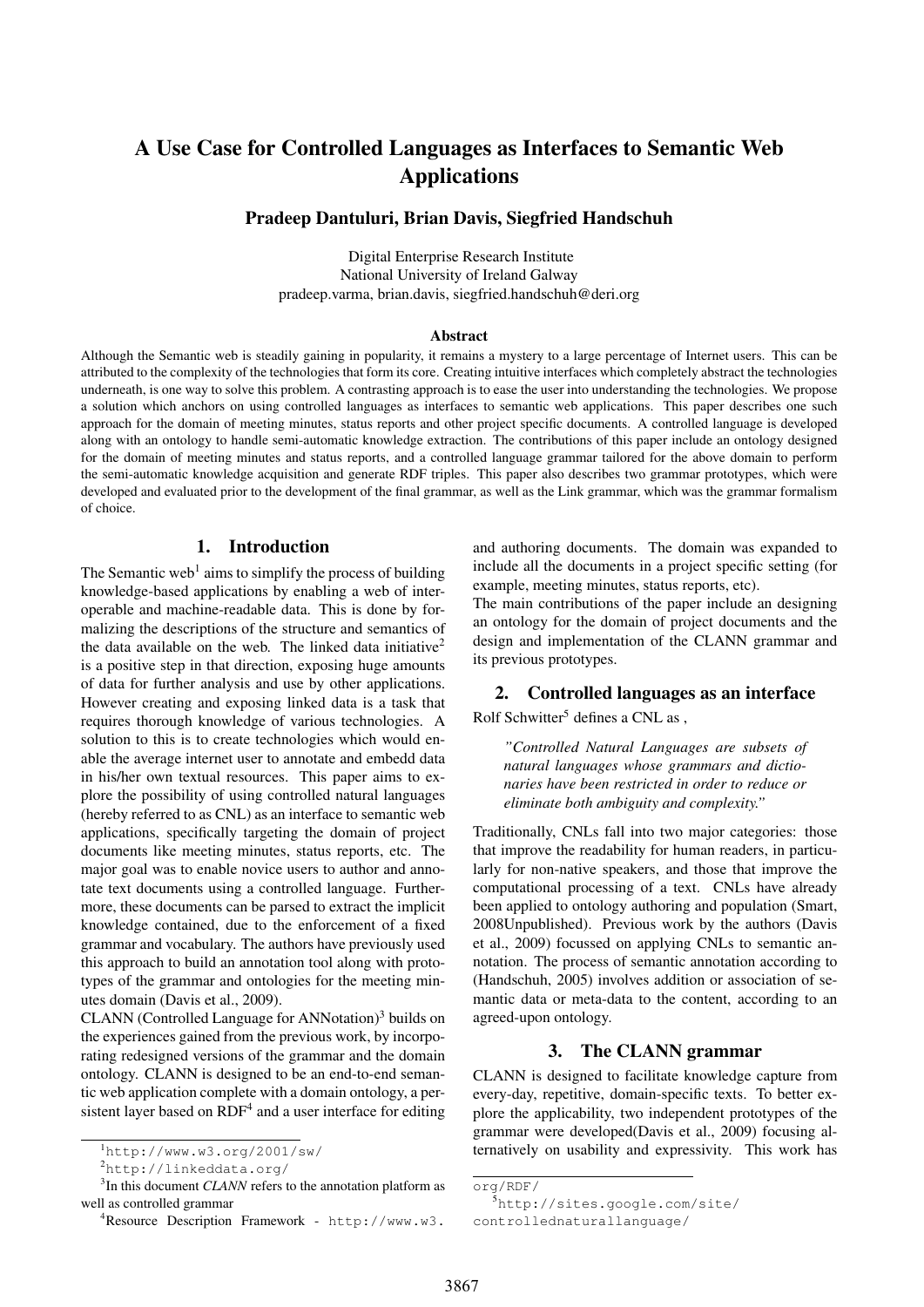# A Use Case for Controlled Languages as Interfaces to Semantic Web Applications

**Pradeep Dantuluri, Brian Davis, Siegfried Handschuh**

Digital Enterprise Research Institute
National University of Ireland Galway
pradeep.varma, brian.davis, siegfried.handschuh@deri.org

### Abstract

Although the Semantic web is steadily gaining in popularity, it remains a mystery to a large percentage of Internet users. This can be attributed to the complexity of the technologies that form its core. Creating intuitive interfaces which completely abstract the technologies underneath, is one way to solve this problem. A contrasting approach is to ease the user into understanding the technologies. We propose a solution which anchors on using controlled languages as interfaces to semantic web applications. This paper describes one such approach for the domain of meeting minutes, status reports and other project specific documents. A controlled language is developed along with an ontology to handle semi-automatic knowledge extraction. The contributions of this paper include an ontology designed for the domain of meeting minutes and status reports, and a controlled language grammar tailored for the above domain to perform the semi-automatic knowledge acquisition and generate RDF triples. This paper also describes two grammar prototypes, which were developed and evaluated prior to the development of the final grammar, as well as the Link grammar, which was the grammar formalism of choice.

## 1. Introduction

The Semantic web[1] aims to simplify the process of building knowledge-based applications by enabling a web of interoperable and machine-readable data. This is done by formalizing the descriptions of the structure and semantics of the data available on the web. The linked data initiative[2] is a positive step in that direction, exposing huge amounts of data for further analysis and use by other applications. However creating and exposing linked data is a task that requires thorough knowledge of various technologies. A solution to this is to create technologies which would enable the average internet user to annotate and embedd data in his/her own textual resources. This paper aims to explore the possibility of using controlled natural languages (hereby referred to as CNL) as an interface to semantic web applications, specifically targeting the domain of project documents like meeting minutes, status reports, etc. The major goal was to enable novice users to author and annotate text documents using a controlled language. Furthermore, these documents can be parsed to extract the implicit knowledge contained, due to the enforcement of a fixed grammar and vocabulary. The authors have previously used this approach to build an annotation tool along with prototypes of the grammar and ontologies for the meeting minutes domain (Davis et al., 2009).

CLANN (Controlled Language for ANNotation)[3] builds on the experiences gained from the previous work, by incorporating redesigned versions of the grammar and the domain ontology. CLANN is designed to be an end-to-end semantic web application complete with a domain ontology, a persistent layer based on RDF[4] and a user interface for editing and authoring documents. The domain was expanded to include all the documents in a project specific setting (for example, meeting minutes, status reports, etc).

The main contributions of the paper include an designing an ontology for the domain of project documents and the design and implementation of the CLANN grammar and its previous prototypes.

## 2. Controlled languages as an interface

Rolf Schwitter[5] defines a CNL as ,

> *"Controlled Natural Languages are subsets of natural languages whose grammars and dictionaries have been restricted in order to reduce or eliminate both ambiguity and complexity."*

Traditionally, CNLs fall into two major categories: those that improve the readability for human readers, in particularly for non-native speakers, and those that improve the computational processing of a text. CNLs have already been applied to ontology authoring and population (Smart, 2008Unpublished). Previous work by the authors (Davis et al., 2009) focussed on applying CNLs to semantic annotation. The process of semantic annotation according to (Handschuh, 2005) involves addition or association of semantic data or meta-data to the content, according to an agreed-upon ontology.

## 3. The CLANN grammar

CLANN is designed to facilitate knowledge capture from every-day, repetitive, domain-specific texts. To better explore the applicability, two independent prototypes of the grammar were developed(Davis et al., 2009) focusing alternatively on usability and expressivity. This work has

---

[1] http://www.w3.org/2001/sw/

[2] http://linkeddata.org/

[3] In this document *CLANN* refers to the annotation platform as well as controlled grammar

[4] Resource Description Framework - http://www.w3.org/RDF/

[5] http://sites.google.com/site/controllednaturallanguage/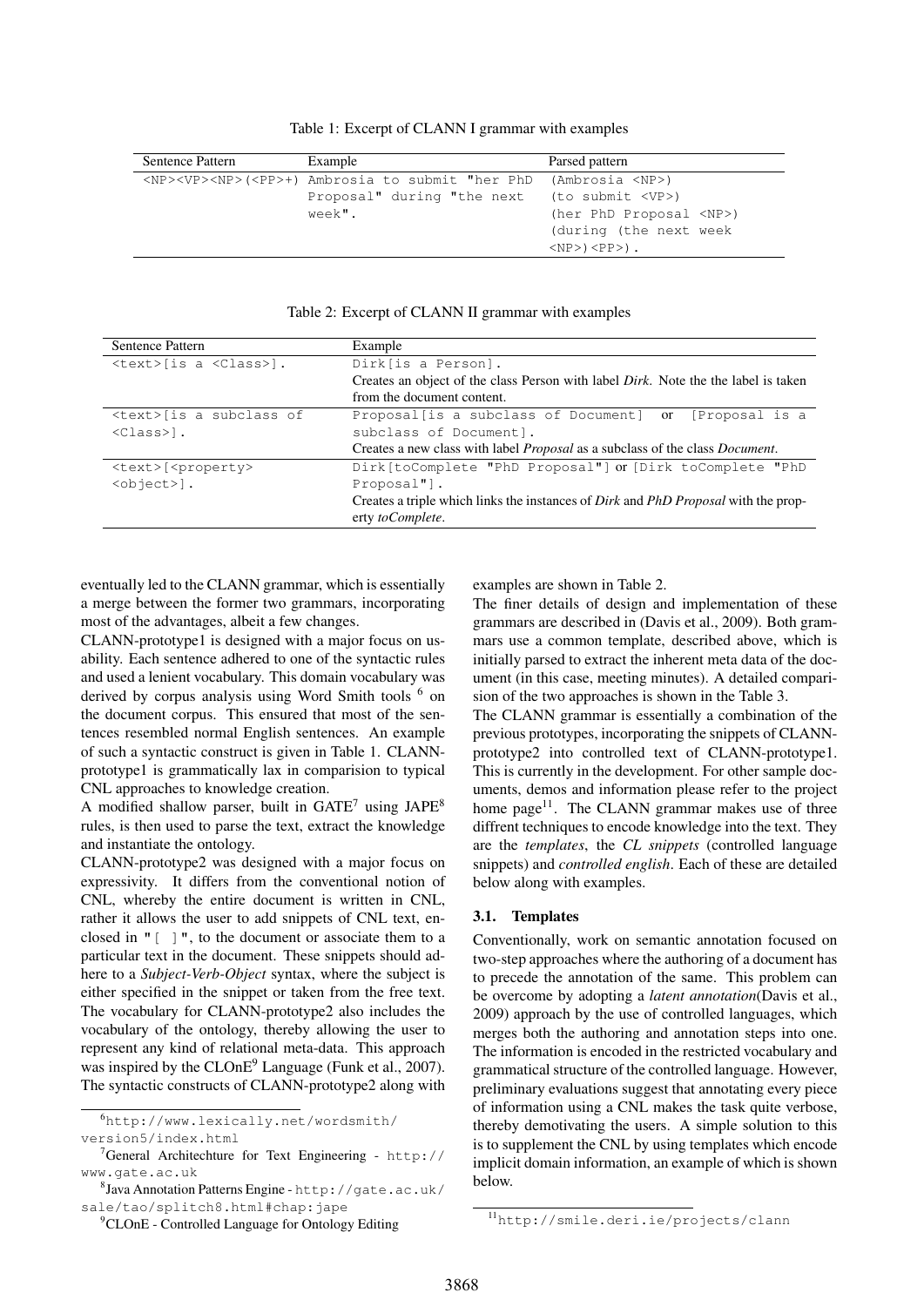Table 1: Excerpt of CLANN I grammar with examples

| Sentence Pattern | Example | Parsed pattern |
| --- | --- | --- |
| `<NP><VP><NP>(<PP>+)` | `Ambrosia to submit "her PhD Proposal" during "the next week".` | `(Ambrosia <NP>) (to submit <VP>) (her PhD Proposal <NP>) (during (the next week <NP>)<PP>).` |

Table 2: Excerpt of CLANN II grammar with examples

| Sentence Pattern | Example |
| --- | --- |
| `<text>[is a <Class>].` | `Dirk[is a Person].` Creates an object of the class Person with label *Dirk*. Note the the label is taken from the document content. |
| `<text>[is a subclass of <Class>].` | `Proposal[is a subclass of Document]` or `[Proposal is a subclass of Document].` Creates a new class with label *Proposal* as a subclass of the class *Document*. |
| `<text>[<property> <object>].` | `Dirk[toComplete "PhD Proposal"]` or `[Dirk toComplete "PhD Proposal"].` Creates a triple which links the instances of *Dirk* and *PhD Proposal* with the property *toComplete*. |

eventually led to the CLANN grammar, which is essentially a merge between the former two grammars, incorporating most of the advantages, albeit a few changes.

CLANN-prototype1 is designed with a major focus on usability. Each sentence adhered to one of the syntactic rules and used a lenient vocabulary. This domain vocabulary was derived by corpus analysis using Word Smith tools [6] on the document corpus. This ensured that most of the sentences resembled normal English sentences. An example of such a syntactic construct is given in Table 1. CLANN-prototype1 is grammatically lax in comparision to typical CNL approaches to knowledge creation.

A modified shallow parser, built in GATE[7] using JAPE[8] rules, is then used to parse the text, extract the knowledge and instantiate the ontology.

CLANN-prototype2 was designed with a major focus on expressivity. It differs from the conventional notion of CNL, whereby the entire document is written in CNL, rather it allows the user to add snippets of CNL text, enclosed in "[ ]", to the document or associate them to a particular text in the document. These snippets should adhere to a *Subject-Verb-Object* syntax, where the subject is either specified in the snippet or taken from the free text. The vocabulary for CLANN-prototype2 also includes the vocabulary of the ontology, thereby allowing the user to represent any kind of relational meta-data. This approach was inspired by the CLOnE[9] Language (Funk et al., 2007). The syntactic constructs of CLANN-prototype2 along with examples are shown in Table 2.

The finer details of design and implementation of these grammars are described in (Davis et al., 2009). Both grammars use a common template, described above, which is initially parsed to extract the inherent meta data of the document (in this case, meeting minutes). A detailed comparision of the two approaches is shown in the Table 3.

The CLANN grammar is essentially a combination of the previous prototypes, incorporating the snippets of CLANN-prototype2 into controlled text of CLANN-prototype1. This is currently in the development. For other sample documents, demos and information please refer to the project home page[11]. The CLANN grammar makes use of three diffrent techniques to encode knowledge into the text. They are the *templates*, the *CL snippets* (controlled language snippets) and *controlled english*. Each of these are detailed below along with examples.

### 3.1. Templates

Conventionally, work on semantic annotation focused on two-step approaches where the authoring of a document has to precede the annotation of the same. This problem can be overcome by adopting a *latent annotation*(Davis et al., 2009) approach by the use of controlled languages, which merges both the authoring and annotation steps into one. The information is encoded in the restricted vocabulary and grammatical structure of the controlled language. However, preliminary evaluations suggest that annotating every piece of information using a CNL makes the task quite verbose, thereby demotivating the users. A simple solution to this is to supplement the CNL by using templates which encode implicit domain information, an example of which is shown below.

[6] http://www.lexically.net/wordsmith/version5/index.html

[7] General Architechture for Text Engineering - http://www.gate.ac.uk

[8] Java Annotation Patterns Engine - http://gate.ac.uk/sale/tao/splitch8.html#chap:jape

[9] CLOnE - Controlled Language for Ontology Editing

[11] http://smile.deri.ie/projects/clann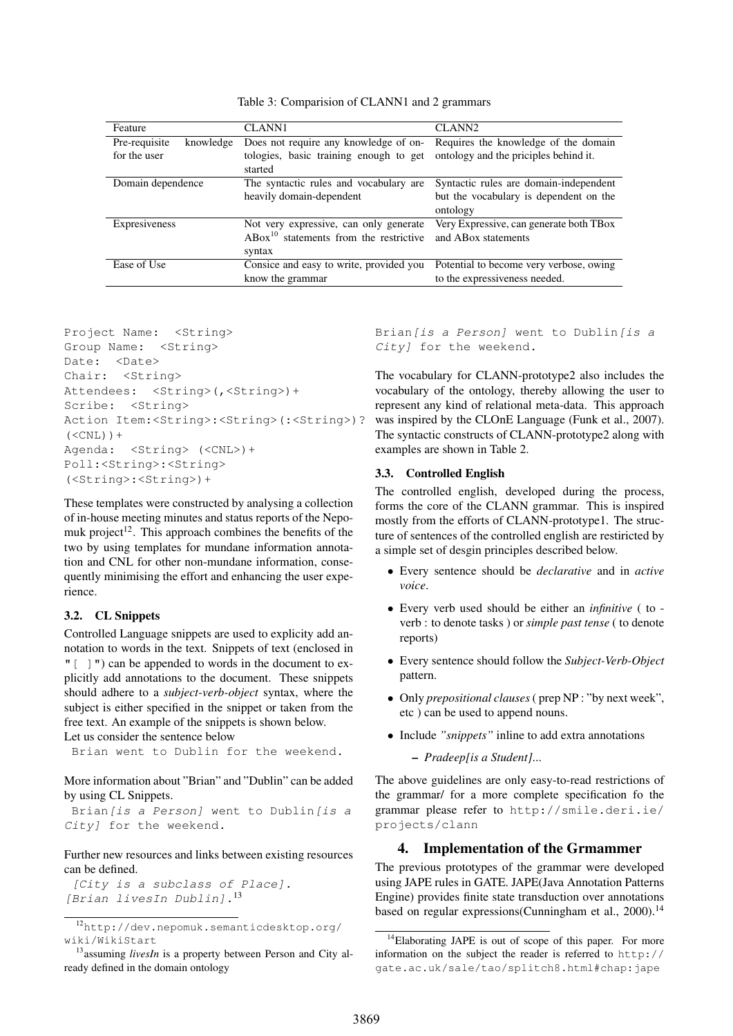Table 3: Comparision of CLANN1 and 2 grammars

| Feature | CLANN1 | CLANN2 |
|---|---|---|
| Pre-requisite knowledge for the user | Does not require any knowledge of ontologies, basic training enough to get started | Requires the knowledge of the domain ontology and the priciples behind it. |
| Domain dependence | The syntactic rules and vocabulary are heavily domain-dependent | Syntactic rules are domain-independent but the vocabulary is dependent on the ontology |
| Expresiveness | Not very expressive, can only generate ABox[10] statements from the restrictive syntax | Very Expressive, can generate both TBox and ABox statements |
| Ease of Use | Consice and easy to write, provided you know the grammar | Potential to become very verbose, owing to the expressiveness needed. |

```
Project Name:  <String>
Group Name:  <String>
Date:  <Date>
Chair:  <String>
Attendees:  <String>(,<String>)+
Scribe:  <String>
Action Item:<String>:<String>(:<String>)?
(<CNL>)+
Agenda:  <String> (<CNL>)+
Poll:<String>:<String>
(<String>:<String>)+
```

These templates were constructed by analysing a collection of in-house meeting minutes and status reports of the Nepomuk project[12]. This approach combines the benefits of the two by using templates for mundane information annotation and CNL for other non-mundane information, consequently minimising the effort and enhancing the user experience.

### 3.2. CL Snippets

Controlled Language snippets are used to explicity add annotation to words in the text. Snippets of text (enclosed in "[ ]") can be appended to words in the document to explicitly add annotations to the document. These snippets should adhere to a *subject-verb-object* syntax, where the subject is either specified in the snippet or taken from the free text. An example of the snippets is shown below.
Let us consider the sentence below

```
Brian went to Dublin for the weekend.
```

More information about "Brian" and "Dublin" can be added by using CL Snippets.

```
Brian[is a Person] went to Dublin[is a City] for the weekend.
```

Further new resources and links between existing resources can be defined.

```
[City is a subclass of Place].
[Brian livesIn Dublin].
```
[13]

```
Brian[is a Person] went to Dublin[is a City] for the weekend.
```

The vocabulary for CLANN-prototype2 also includes the vocabulary of the ontology, thereby allowing the user to represent any kind of relational meta-data. This approach was inspired by the CLOnE Language (Funk et al., 2007). The syntactic constructs of CLANN-prototype2 along with examples are shown in Table 2.

### 3.3. Controlled English

The controlled english, developed during the process, forms the core of the CLANN grammar. This is inspired mostly from the efforts of CLANN-prototype1. The structure of sentences of the controlled english are restiricted by a simple set of desgin principles described below.

- Every sentence should be *declarative* and in *active voice*.
- Every verb used should be either an *infinitive* ( to - verb : to denote tasks ) or *simple past tense* ( to denote reports)
- Every sentence should follow the *Subject-Verb-Object* pattern.
- Only *prepositional clauses* ( prep NP : "by next week", etc ) can be used to append nouns.
- Include *"snippets"* inline to add extra annotations
  - *Pradeep[is a Student]...*

The above guidelines are only easy-to-read restrictions of the grammar/ for a more complete specification fo the grammar please refer to http://smile.deri.ie/projects/clann

## 4. Implementation of the Grmammer

The previous prototypes of the grammar were developed using JAPE rules in GATE. JAPE(Java Annotation Patterns Engine) provides finite state transduction over annotations based on regular expressions(Cunningham et al., 2000).[14]

---

[12] http://dev.nepomuk.semanticdesktop.org/wiki/WikiStart

[13] assuming *livesIn* is a property between Person and City already defined in the domain ontology

[14] Elaborating JAPE is out of scope of this paper. For more information on the subject the reader is referred to http://gate.ac.uk/sale/tao/splitch8.html#chap:jape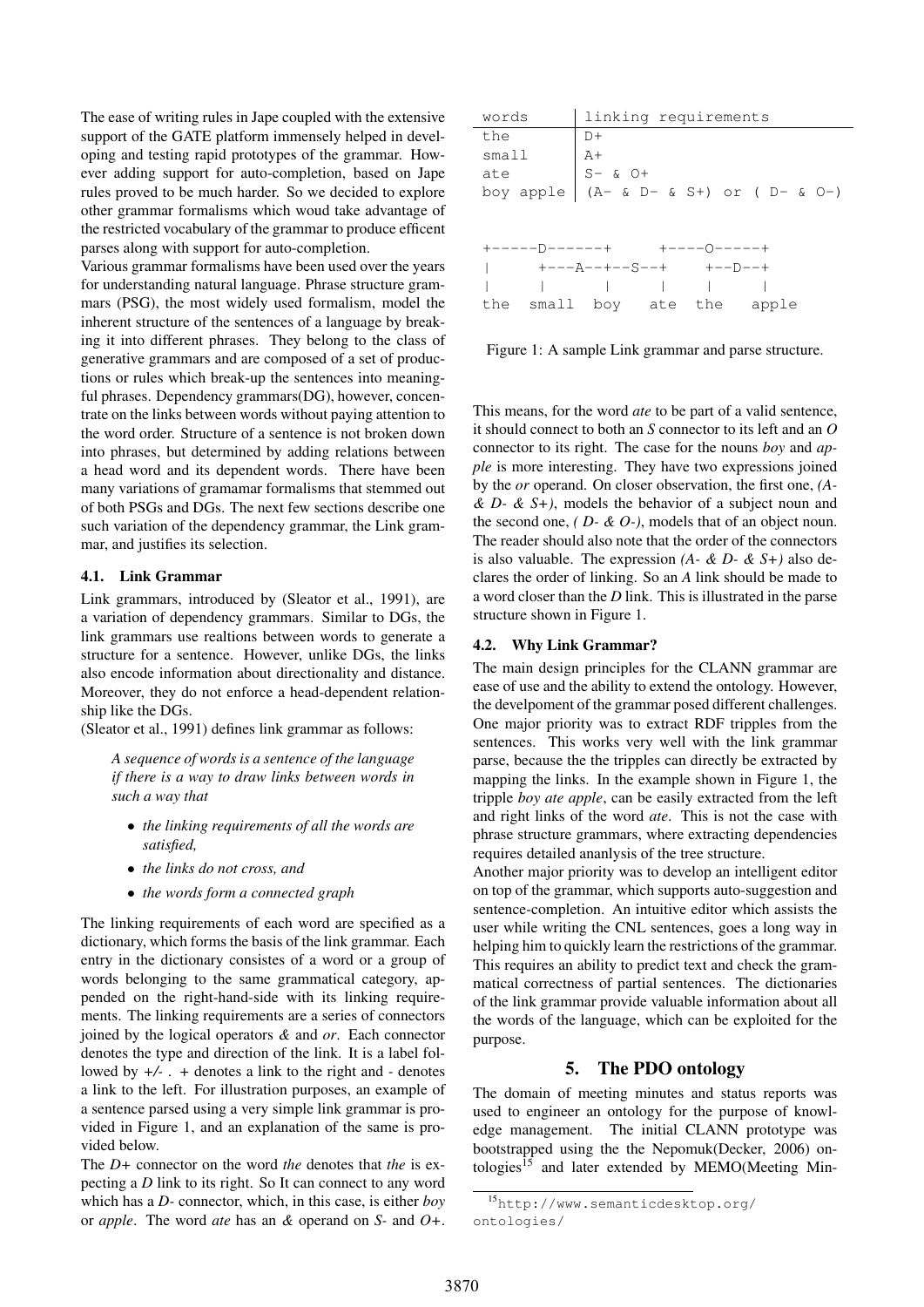The ease of writing rules in Jape coupled with the extensive support of the GATE platform immensely helped in developing and testing rapid prototypes of the grammar. However adding support for auto-completion, based on Jape rules proved to be much harder. So we decided to explore other grammar formalisms which woud take advantage of the restricted vocabulary of the grammar to produce efficent parses along with support for auto-completion.

Various grammar formalisms have been used over the years for understanding natural language. Phrase structure grammars (PSG), the most widely used formalism, model the inherent structure of the sentences of a language by breaking it into different phrases. They belong to the class of generative grammars and are composed of a set of productions or rules which break-up the sentences into meaningful phrases. Dependency grammars(DG), however, concentrate on the links between words without paying attention to the word order. Structure of a sentence is not broken down into phrases, but determined by adding relations between a head word and its dependent words. There have been many variations of gramamar formalisms that stemmed out of both PSGs and DGs. The next few sections describe one such variation of the dependency grammar, the Link grammar, and justifies its selection.

### 4.1. Link Grammar

Link grammars, introduced by (Sleator et al., 1991), are a variation of dependency grammars. Similar to DGs, the link grammars use realtions between words to generate a structure for a sentence. However, unlike DGs, the links also encode information about directionality and distance. Moreover, they do not enforce a head-dependent relationship like the DGs.

(Sleator et al., 1991) defines link grammar as follows:

> *A sequence of words is a sentence of the language if there is a way to draw links between words in such a way that*
>
> - *the linking requirements of all the words are satisfied,*
> - *the links do not cross, and*
> - *the words form a connected graph*

The linking requirements of each word are specified as a dictionary, which forms the basis of the link grammar. Each entry in the dictionary consistes of a word or a group of words belonging to the same grammatical category, appended on the right-hand-side with its linking requirements. The linking requirements are a series of connectors joined by the logical operators *&* and *or*. Each connector denotes the type and direction of the link. It is a label followed by *+/-* . + denotes a link to the right and - denotes a link to the left. For illustration purposes, an example of a sentence parsed using a very simple link grammar is provided in Figure 1, and an explanation of the same is provided below.

| words | linking requirements |
|---|---|
| the | D+ |
| small | A+ |
| ate | S- & O+ |
| boy apple | (A- & D- & S+) or ( D- & O-) |

```
+-----D------+      +----O-----+
|     +---A--+--S--+     +--D--+
|     |      |      |     |     |
the  small  boy   ate  the   apple
```

Figure 1: A sample Link grammar and parse structure.

The *D+* connector on the word *the* denotes that *the* is expecting a *D* link to its right. So It can connect to any word which has a *D-* connector, which, in this case, is either *boy* or *apple*. The word *ate* has an *&* operand on *S-* and *O+*. This means, for the word *ate* to be part of a valid sentence, it should connect to both an *S* connector to its left and an *O* connector to its right. The case for the nouns *boy* and *apple* is more interesting. They have two expressions joined by the *or* operand. On closer observation, the first one, *(A- & D- & S+)*, models the behavior of a subject noun and the second one, *( D- & O-)*, models that of an object noun. The reader should also note that the order of the connectors is also valuable. The expression *(A- & D- & S+)* also declares the order of linking. So an *A* link should be made to a word closer than the *D* link. This is illustrated in the parse structure shown in Figure 1.

### 4.2. Why Link Grammar?

The main design principles for the CLANN grammar are ease of use and the ability to extend the ontology. However, the develpoment of the grammar posed different challenges. One major priority was to extract RDF tripples from the sentences. This works very well with the link grammar parse, because the the tripples can directly be extracted by mapping the links. In the example shown in Figure 1, the tripple *boy ate apple*, can be easily extracted from the left and right links of the word *ate*. This is not the case with phrase structure grammars, where extracting dependencies requires detailed ananlysis of the tree structure.

Another major priority was to develop an intelligent editor on top of the grammar, which supports auto-suggestion and sentence-completion. An intuitive editor which assists the user while writing the CNL sentences, goes a long way in helping him to quickly learn the restrictions of the grammar. This requires an ability to predict text and check the grammatical correctness of partial sentences. The dictionaries of the link grammar provide valuable information about all the words of the language, which can be exploited for the purpose.

## 5. The PDO ontology

The domain of meeting minutes and status reports was used to engineer an ontology for the purpose of knowledge management. The initial CLANN prototype was bootstrapped using the the Nepomuk(Decker, 2006) ontologies[15] and later extended by MEMO(Meeting Min-

[15] http://www.semanticdesktop.org/ontologies/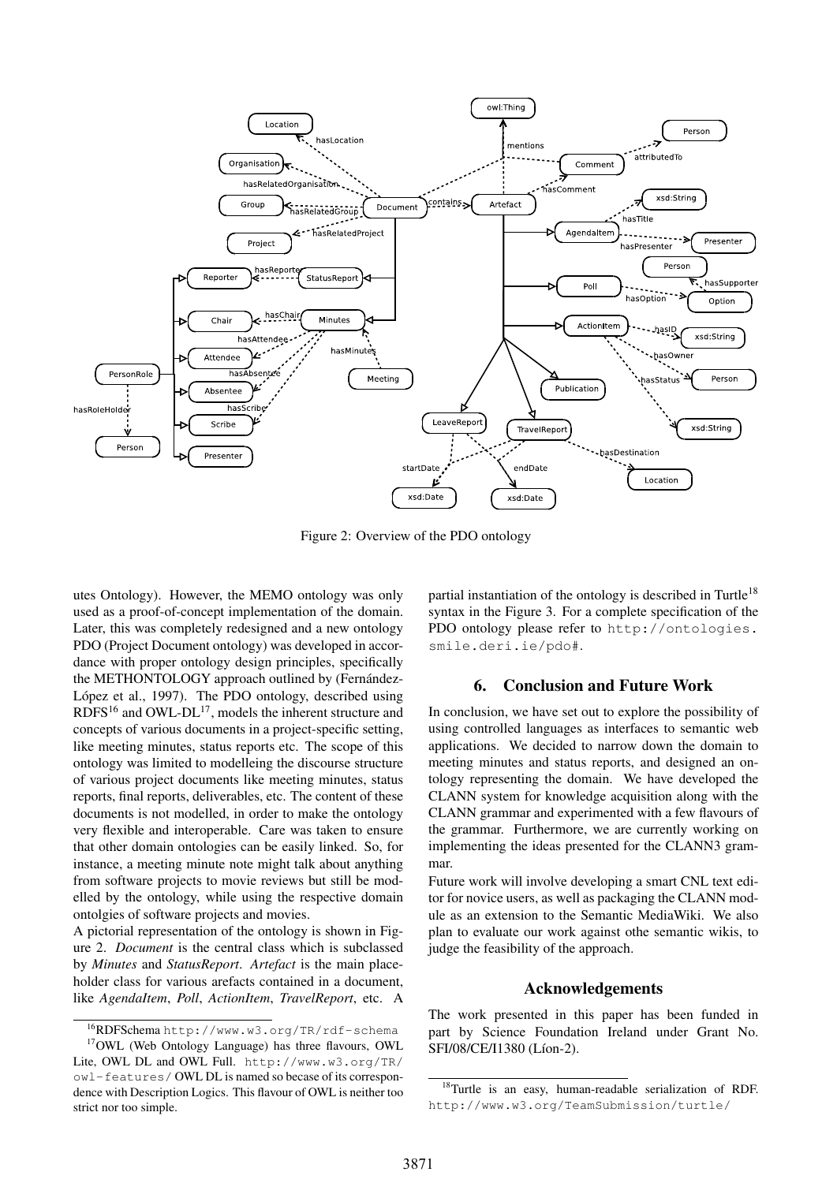Figure 2: Overview of the PDO ontology

utes Ontology). However, the MEMO ontology was only used as a proof-of-concept implementation of the domain. Later, this was completely redesigned and a new ontology PDO (Project Document ontology) was developed in accordance with proper ontology design principles, specifically the METHONTOLOGY approach outlined by (Fernández-López et al., 1997). The PDO ontology, described using RDFS[16] and OWL-DL[17], models the inherent structure and concepts of various documents in a project-specific setting, like meeting minutes, status reports etc. The scope of this ontology was limited to modelleing the discourse structure of various project documents like meeting minutes, status reports, final reports, deliverables, etc. The content of these documents is not modelled, in order to make the ontology very flexible and interoperable. Care was taken to ensure that other domain ontologies can be easily linked. So, for instance, a meeting minute note might talk about anything from software projects to movie reviews but still be modelled by the ontology, while using the respective domain ontolgies of software projects and movies.

A pictorial representation of the ontology is shown in Figure 2. *Document* is the central class which is subclassed by *Minutes* and *StatusReport*. *Artefact* is the main placeholder class for various arefacts contained in a document, like *AgendaItem*, *Poll*, *ActionItem*, *TravelReport*, etc. A partial instantiation of the ontology is described in Turtle[18] syntax in the Figure 3. For a complete specification of the PDO ontology please refer to `http://ontologies.smile.deri.ie/pdo#`.

## 6. Conclusion and Future Work

In conclusion, we have set out to explore the possibility of using controlled languages as interfaces to semantic web applications. We decided to narrow down the domain to meeting minutes and status reports, and designed an ontology representing the domain. We have developed the CLANN system for knowledge acquisition along with the CLANN grammar and experimented with a few flavours of the grammar. Furthermore, we are currently working on implementing the ideas presented for the CLANN3 grammar.

Future work will involve developing a smart CNL text editor for novice users, as well as packaging the CLANN module as an extension to the Semantic MediaWiki. We also plan to evaluate our work against othe semantic wikis, to judge the feasibility of the approach.

## Acknowledgements

The work presented in this paper has been funded in part by Science Foundation Ireland under Grant No. SFI/08/CE/I1380 (Líon-2).

---

[16] RDFSchema `http://www.w3.org/TR/rdf-schema`

[17] OWL (Web Ontology Language) has three flavours, OWL Lite, OWL DL and OWL Full. `http://www.w3.org/TR/owl-features/` OWL DL is named so becase of its correspondence with Description Logics. This flavour of OWL is neither too strict nor too simple.

[18] Turtle is an easy, human-readable serialization of RDF. `http://www.w3.org/TeamSubmission/turtle/`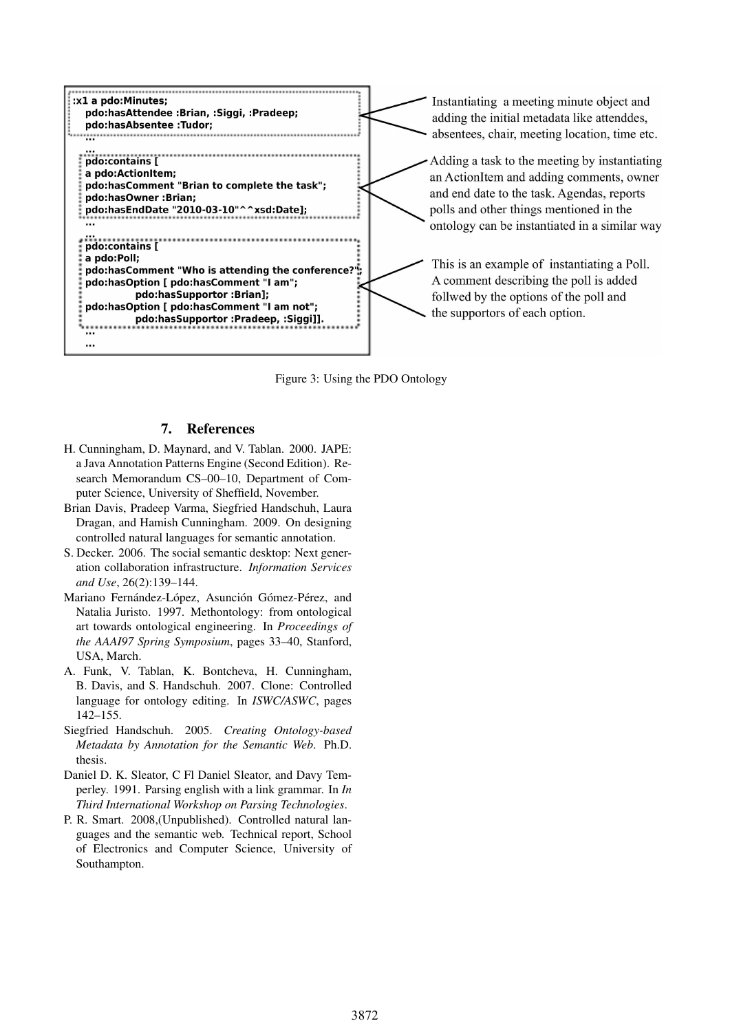```
:x1 a pdo:Minutes;
   pdo:hasAttendee :Brian, :Siggi, :Pradeep;
   pdo:hasAbsentee :Tudor;
   ...
   ...
   pdo:contains [
   a pdo:ActionItem;
   pdo:hasComment "Brian to complete the task";
   pdo:hasOwner :Brian;
   pdo:hasEndDate "2010-03-10"^^xsd:Date];
   ...
   ...
   pdo:contains [
   a pdo:Poll;
   pdo:hasComment "Who is attending the conference?";
   pdo:hasOption [ pdo:hasComment "I am";
                pdo:hasSupportor :Brian];
   pdo:hasOption [ pdo:hasComment "I am not";
                pdo:hasSupportor :Pradeep, :Siggi]].
   ...
   ...
```

Instantiating a meeting minute object and adding the initial metadata like attenddes, absentees, chair, meeting location, time etc.

Adding a task to the meeting by instantiating an ActionItem and adding comments, owner and end date to the task. Agendas, reports polls and other things mentioned in the ontology can be instantiated in a similar way

This is an example of instantiating a Poll. A comment describing the poll is added follwed by the options of the poll and the supportors of each option.

Figure 3: Using the PDO Ontology

## 7. References

H. Cunningham, D. Maynard, and V. Tablan. 2000. JAPE: a Java Annotation Patterns Engine (Second Edition). Research Memorandum CS–00–10, Department of Computer Science, University of Sheffield, November.

Brian Davis, Pradeep Varma, Siegfried Handschuh, Laura Dragan, and Hamish Cunningham. 2009. On designing controlled natural languages for semantic annotation.

S. Decker. 2006. The social semantic desktop: Next generation collaboration infrastructure. *Information Services and Use*, 26(2):139–144.

Mariano Fernández-López, Asunción Gómez-Pérez, and Natalia Juristo. 1997. Methontology: from ontological art towards ontological engineering. In *Proceedings of the AAAI97 Spring Symposium*, pages 33–40, Stanford, USA, March.

A. Funk, V. Tablan, K. Bontcheva, H. Cunningham, B. Davis, and S. Handschuh. 2007. Clone: Controlled language for ontology editing. In *ISWC/ASWC*, pages 142–155.

Siegfried Handschuh. 2005. *Creating Ontology-based Metadata by Annotation for the Semantic Web*. Ph.D. thesis.

Daniel D. K. Sleator, C Fl Daniel Sleator, and Davy Temperley. 1991. Parsing english with a link grammar. In *In Third International Workshop on Parsing Technologies*.

P. R. Smart. 2008,(Unpublished). Controlled natural languages and the semantic web. Technical report, School of Electronics and Computer Science, University of Southampton.